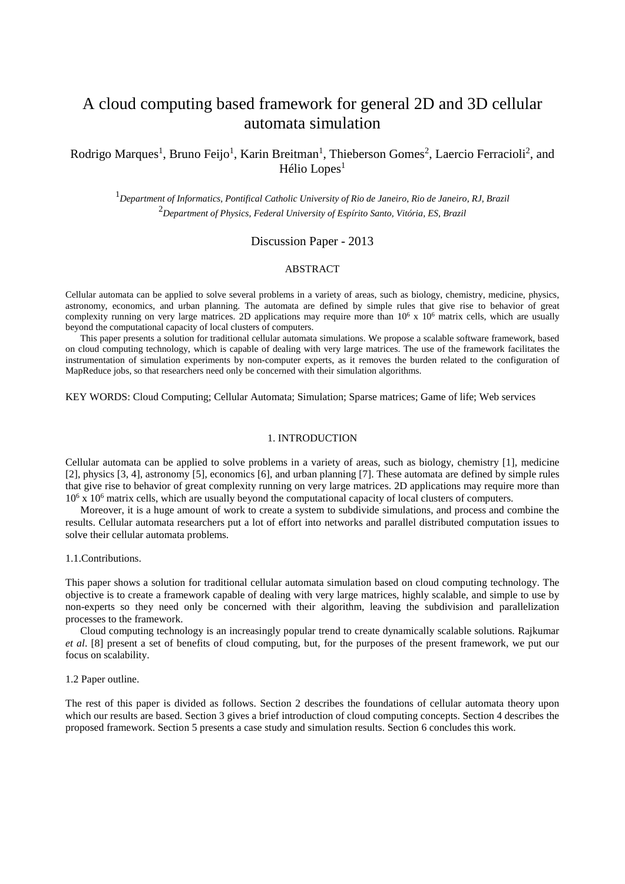# A cloud computing based framework for general 2D and 3D cellular automata simulation

Rodrigo Marques[1], Bruno Feijo[1], Karin Breitman[1], Thieberson Gomes[2], Laercio Ferracioli[2], and Hélio Lopes[1]

[1]*Department of Informatics, Pontifical Catholic University of Rio de Janeiro, Rio de Janeiro, RJ, Brazil*
[2]*Department of Physics, Federal University of Espírito Santo, Vitória, ES, Brazil*

Discussion Paper - 2013

## ABSTRACT

Cellular automata can be applied to solve several problems in a variety of areas, such as biology, chemistry, medicine, physics, astronomy, economics, and urban planning. The automata are defined by simple rules that give rise to behavior of great complexity running on very large matrices. 2D applications may require more than $10^6$ x $10^6$ matrix cells, which are usually beyond the computational capacity of local clusters of computers.

This paper presents a solution for traditional cellular automata simulations. We propose a scalable software framework, based on cloud computing technology, which is capable of dealing with very large matrices. The use of the framework facilitates the instrumentation of simulation experiments by non-computer experts, as it removes the burden related to the configuration of MapReduce jobs, so that researchers need only be concerned with their simulation algorithms.

KEY WORDS: Cloud Computing; Cellular Automata; Simulation; Sparse matrices; Game of life; Web services

## 1. INTRODUCTION

Cellular automata can be applied to solve problems in a variety of areas, such as biology, chemistry [1], medicine [2], physics [3, 4], astronomy [5], economics [6], and urban planning [7]. These automata are defined by simple rules that give rise to behavior of great complexity running on very large matrices. 2D applications may require more than $10^6$ x $10^6$ matrix cells, which are usually beyond the computational capacity of local clusters of computers.

Moreover, it is a huge amount of work to create a system to subdivide simulations, and process and combine the results. Cellular automata researchers put a lot of effort into networks and parallel distributed computation issues to solve their cellular automata problems.

### 1.1.Contributions.

This paper shows a solution for traditional cellular automata simulation based on cloud computing technology. The objective is to create a framework capable of dealing with very large matrices, highly scalable, and simple to use by non-experts so they need only be concerned with their algorithm, leaving the subdivision and parallelization processes to the framework.

Cloud computing technology is an increasingly popular trend to create dynamically scalable solutions. Rajkumar *et al*. [8] present a set of benefits of cloud computing, but, for the purposes of the present framework, we put our focus on scalability.

### 1.2 Paper outline.

The rest of this paper is divided as follows. Section 2 describes the foundations of cellular automata theory upon which our results are based. Section 3 gives a brief introduction of cloud computing concepts. Section 4 describes the proposed framework. Section 5 presents a case study and simulation results. Section 6 concludes this work.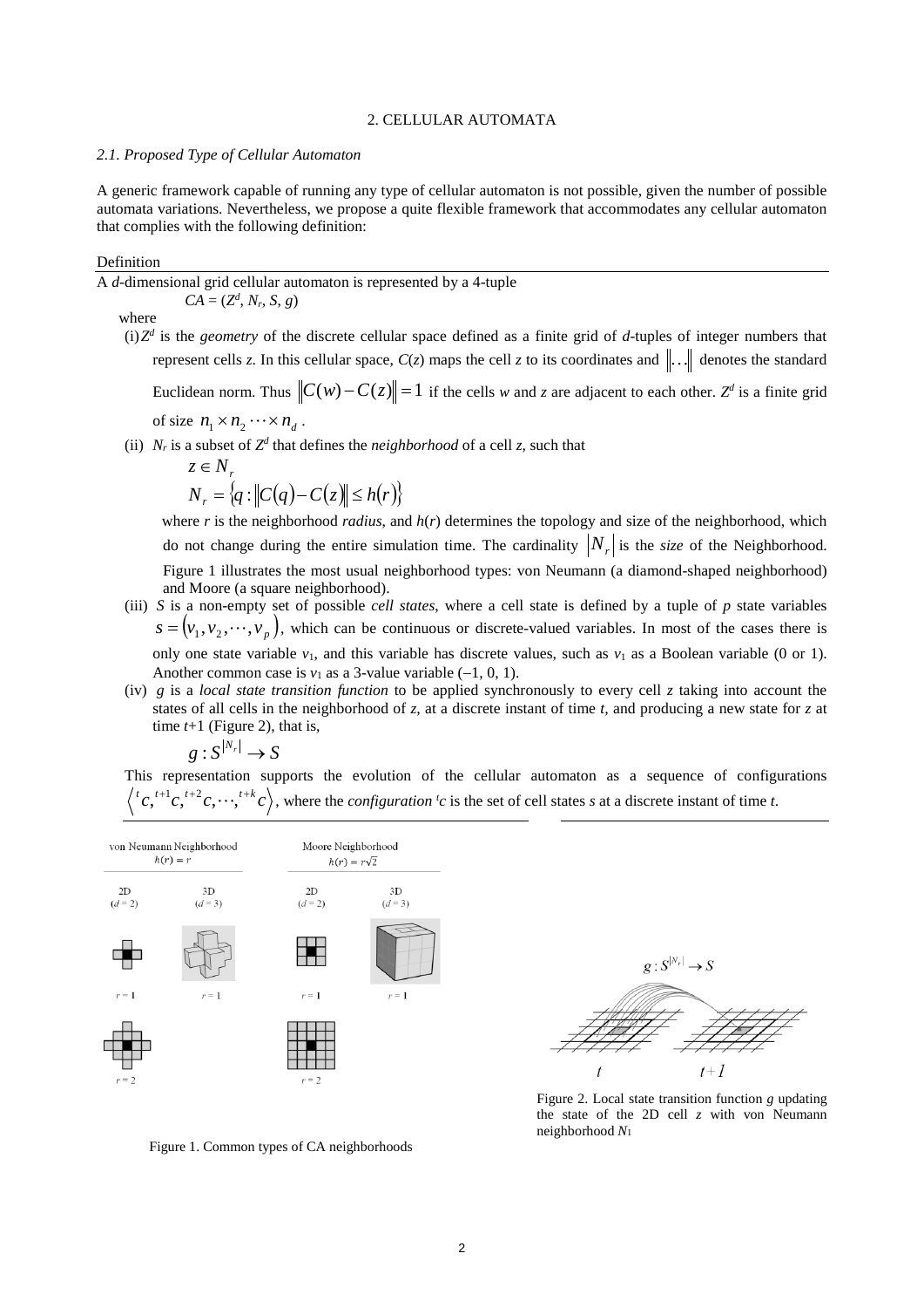## 2. CELLULAR AUTOMATA

### *2.1. Proposed Type of Cellular Automaton*

A generic framework capable of running any type of cellular automaton is not possible, given the number of possible automata variations. Nevertheless, we propose a quite flexible framework that accommodates any cellular automaton that complies with the following definition:

Definition

A *d*-dimensional grid cellular automaton is represented by a 4-tuple

$$CA = (Z^d, N_r, S, g)$$

where

(i) $Z^d$ is the *geometry* of the discrete cellular space defined as a finite grid of *d*-tuples of integer numbers that represent cells *z*. In this cellular space, $C(z)$ maps the cell *z* to its coordinates and $\|\ldots\|$ denotes the standard Euclidean norm. Thus $\|C(w)-C(z)\|=1$ if the cells *w* and *z* are adjacent to each other. $Z^d$ is a finite grid of size $n_1 \times n_2 \cdots \times n_d$ .

(ii) $N_r$ is a subset of $Z^d$ that defines the *neighborhood* of a cell *z*, such that

$$z \in N_r$$

$$N_r = \{q : \|C(q)-C(z)\| \leq h(r)\}$$

where *r* is the neighborhood *radius*, and $h(r)$ determines the topology and size of the neighborhood, which do not change during the entire simulation time. The cardinality $|N_r|$ is the *size* of the Neighborhood. Figure 1 illustrates the most usual neighborhood types: von Neumann (a diamond-shaped neighborhood) and Moore (a square neighborhood).

(iii) *S* is a non-empty set of possible *cell states*, where a cell state is defined by a tuple of *p* state variables $s = (v_1, v_2, \cdots, v_p)$, which can be continuous or discrete-valued variables. In most of the cases there is only one state variable $v_1$, and this variable has discrete values, such as $v_1$ as a Boolean variable (0 or 1). Another common case is $v_1$ as a 3-value variable (–1, 0, 1).

(iv) *g* is a *local state transition function* to be applied synchronously to every cell *z* taking into account the states of all cells in the neighborhood of *z*, at a discrete instant of time *t*, and producing a new state for *z* at time *t*+1 (Figure 2), that is,

$$g : S^{|N_r|} \to S$$

This representation supports the evolution of the cellular automaton as a sequence of configurations $\langle {}^{t}c, {}^{t+1}c, {}^{t+2}c, \cdots, {}^{t+k}c \rangle$, where the *configuration* ${}^{t}c$ is the set of cell states *s* at a discrete instant of time *t*.

Figure 1. Common types of CA neighborhoods

Figure 2. Local state transition function *g* updating the state of the 2D cell *z* with von Neumann neighborhood $N_1$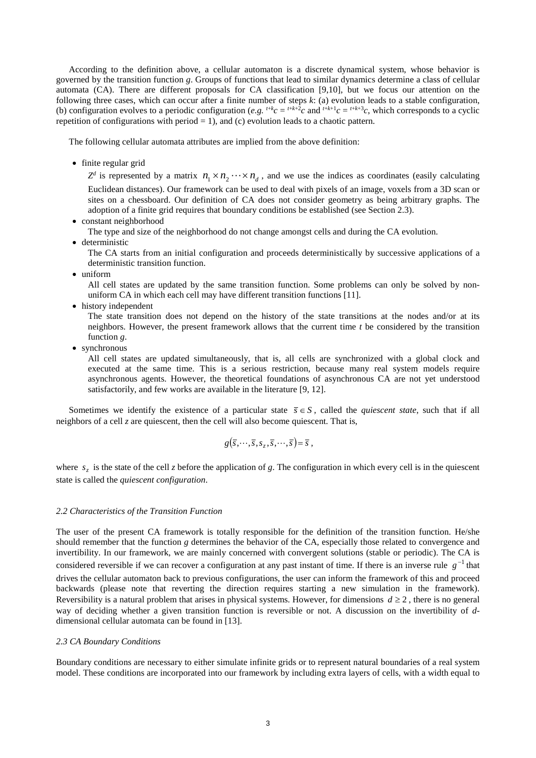According to the definition above, a cellular automaton is a discrete dynamical system, whose behavior is governed by the transition function *g*. Groups of functions that lead to similar dynamics determine a class of cellular automata (CA). There are different proposals for CA classification [9,10], but we focus our attention on the following three cases, which can occur after a finite number of steps *k*: (a) evolution leads to a stable configuration, (b) configuration evolves to a periodic configuration (*e.g.* ${}^{t+k}c = {}^{t+k+2}c$ and ${}^{t+k+1}c = {}^{t+k+3}c$, which corresponds to a cyclic repetition of configurations with period = 1), and (c) evolution leads to a chaotic pattern.

The following cellular automata attributes are implied from the above definition:

- finite regular grid

  $Z^d$ is represented by a matrix $n_1 \times n_2 \cdots \times n_d$, and we use the indices as coordinates (easily calculating Euclidean distances). Our framework can be used to deal with pixels of an image, voxels from a 3D scan or sites on a chessboard. Our definition of CA does not consider geometry as being arbitrary graphs. The adoption of a finite grid requires that boundary conditions be established (see Section 2.3).
- constant neighborhood

  The type and size of the neighborhood do not change amongst cells and during the CA evolution.
- deterministic

  The CA starts from an initial configuration and proceeds deterministically by successive applications of a deterministic transition function.
- uniform

  All cell states are updated by the same transition function. Some problems can only be solved by non-uniform CA in which each cell may have different transition functions [11].
- history independent

  The state transition does not depend on the history of the state transitions at the nodes and/or at its neighbors. However, the present framework allows that the current time *t* be considered by the transition function *g*.
- synchronous

  All cell states are updated simultaneously, that is, all cells are synchronized with a global clock and executed at the same time. This is a serious restriction, because many real system models require asynchronous agents. However, the theoretical foundations of asynchronous CA are not yet understood satisfactorily, and few works are available in the literature [9, 12].

Sometimes we identify the existence of a particular state $\bar{s} \in S$, called the *quiescent state*, such that if all neighbors of a cell *z* are quiescent, then the cell will also become quiescent. That is,

$$g(\bar{s}, \cdots, \bar{s}, s_z, \bar{s}, \cdots, \bar{s}) = \bar{s},$$

where $s_z$ is the state of the cell *z* before the application of *g*. The configuration in which every cell is in the quiescent state is called the *quiescent configuration*.

### *2.2 Characteristics of the Transition Function*

The user of the present CA framework is totally responsible for the definition of the transition function. He/she should remember that the function *g* determines the behavior of the CA, especially those related to convergence and invertibility. In our framework, we are mainly concerned with convergent solutions (stable or periodic). The CA is considered reversible if we can recover a configuration at any past instant of time. If there is an inverse rule $g^{-1}$ that drives the cellular automaton back to previous configurations, the user can inform the framework of this and proceed backwards (please note that reverting the direction requires starting a new simulation in the framework). Reversibility is a natural problem that arises in physical systems. However, for dimensions $d \geq 2$, there is no general way of deciding whether a given transition function is reversible or not. A discussion on the invertibility of *d*-dimensional cellular automata can be found in [13].

### *2.3 CA Boundary Conditions*

Boundary conditions are necessary to either simulate infinite grids or to represent natural boundaries of a real system model. These conditions are incorporated into our framework by including extra layers of cells, with a width equal to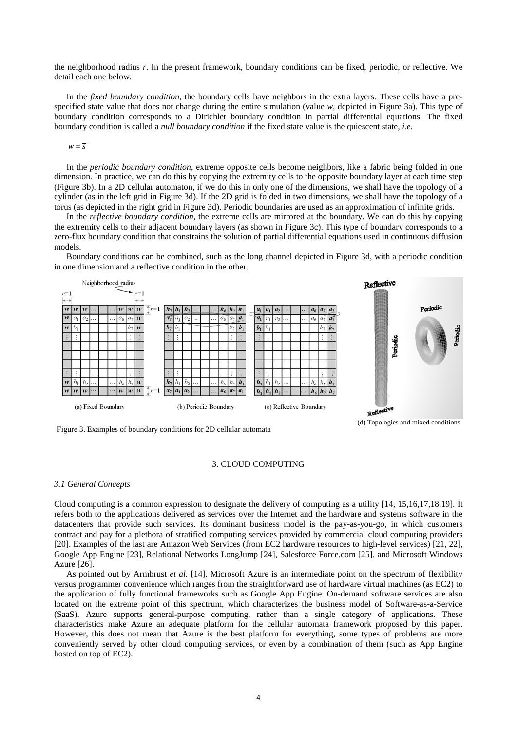the neighborhood radius $r$. In the present framework, boundary conditions can be fixed, periodic, or reflective. We detail each one below.

In the *fixed boundary condition*, the boundary cells have neighbors in the extra layers. These cells have a pre-specified state value that does not change during the entire simulation (value $w$, depicted in Figure 3a). This type of boundary condition corresponds to a Dirichlet boundary condition in partial differential equations. The fixed boundary condition is called a *null boundary condition* if the fixed state value is the quiescent state, *i.e.*

$$w = \overline{s}$$

In the *periodic boundary condition*, extreme opposite cells become neighbors, like a fabric being folded in one dimension. In practice, we can do this by copying the extremity cells to the opposite boundary layer at each time step (Figure 3b). In a 2D cellular automaton, if we do this in only one of the dimensions, we shall have the topology of a cylinder (as in the left grid in Figure 3d). If the 2D grid is folded in two dimensions, we shall have the topology of a torus (as depicted in the right grid in Figure 3d). Periodic boundaries are used as an approximation of infinite grids.

In the *reflective boundary condition*, the extreme cells are mirrored at the boundary. We can do this by copying the extremity cells to their adjacent boundary layers (as shown in Figure 3c). This type of boundary corresponds to a zero-flux boundary condition that constrains the solution of partial differential equations used in continuous diffusion models.

Boundary conditions can be combined, such as the long channel depicted in Figure 3d, with a periodic condition in one dimension and a reflective condition in the other.

(a) Fixed Boundary (b) Periodic Boundary (c) Reflective Boundary (d) Topologies and mixed conditions

Figure 3. Examples of boundary conditions for 2D cellular automata

## 3. CLOUD COMPUTING

### *3.1 General Concepts*

Cloud computing is a common expression to designate the delivery of computing as a utility [14, 15,16,17,18,19]. It refers both to the applications delivered as services over the Internet and the hardware and systems software in the datacenters that provide such services. Its dominant business model is the pay-as-you-go, in which customers contract and pay for a plethora of stratified computing services provided by commercial cloud computing providers [20]. Examples of the last are Amazon Web Services (from EC2 hardware resources to high-level services) [21, 22], Google App Engine [23], Relational Networks LongJump [24], Salesforce Force.com [25], and Microsoft Windows Azure [26].

As pointed out by Armbrust *et al.* [14], Microsoft Azure is an intermediate point on the spectrum of flexibility versus programmer convenience which ranges from the straightforward use of hardware virtual machines (as EC2) to the application of fully functional frameworks such as Google App Engine. On-demand software services are also located on the extreme point of this spectrum, which characterizes the business model of Software-as-a-Service (SaaS). Azure supports general-purpose computing, rather than a single category of applications. These characteristics make Azure an adequate platform for the cellular automata framework proposed by this paper. However, this does not mean that Azure is the best platform for everything, some types of problems are more conveniently served by other cloud computing services, or even by a combination of them (such as App Engine hosted on top of EC2).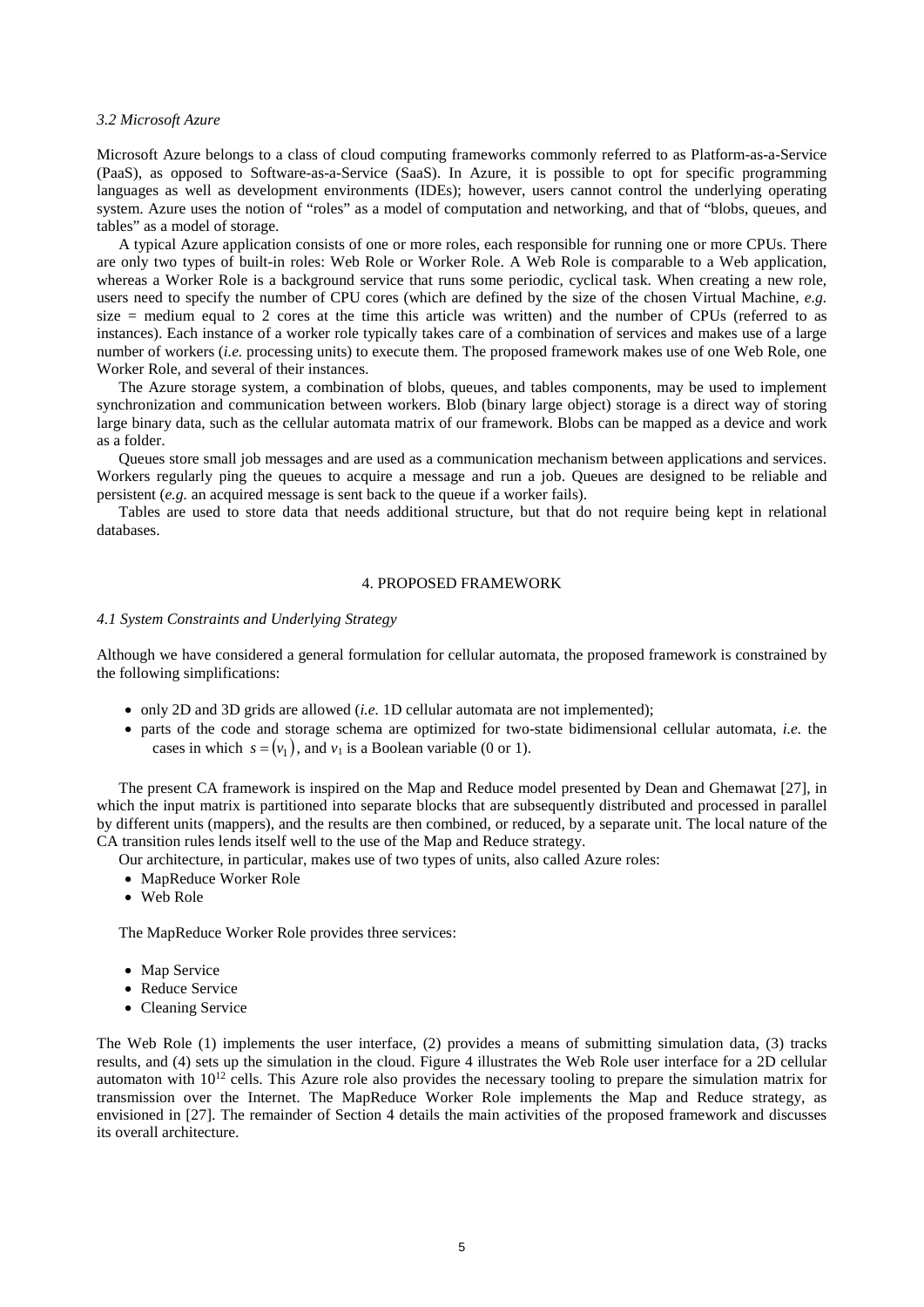### 3.2 Microsoft Azure

Microsoft Azure belongs to a class of cloud computing frameworks commonly referred to as Platform-as-a-Service (PaaS), as opposed to Software-as-a-Service (SaaS). In Azure, it is possible to opt for specific programming languages as well as development environments (IDEs); however, users cannot control the underlying operating system. Azure uses the notion of "roles" as a model of computation and networking, and that of "blobs, queues, and tables" as a model of storage.

A typical Azure application consists of one or more roles, each responsible for running one or more CPUs. There are only two types of built-in roles: Web Role or Worker Role. A Web Role is comparable to a Web application, whereas a Worker Role is a background service that runs some periodic, cyclical task. When creating a new role, users need to specify the number of CPU cores (which are defined by the size of the chosen Virtual Machine, *e.g.* size = medium equal to 2 cores at the time this article was written) and the number of CPUs (referred to as instances). Each instance of a worker role typically takes care of a combination of services and makes use of a large number of workers (*i.e.* processing units) to execute them. The proposed framework makes use of one Web Role, one Worker Role, and several of their instances.

The Azure storage system, a combination of blobs, queues, and tables components, may be used to implement synchronization and communication between workers. Blob (binary large object) storage is a direct way of storing large binary data, such as the cellular automata matrix of our framework. Blobs can be mapped as a device and work as a folder.

Queues store small job messages and are used as a communication mechanism between applications and services. Workers regularly ping the queues to acquire a message and run a job. Queues are designed to be reliable and persistent (*e.g.* an acquired message is sent back to the queue if a worker fails).

Tables are used to store data that needs additional structure, but that do not require being kept in relational databases.

## 4. PROPOSED FRAMEWORK

### 4.1 System Constraints and Underlying Strategy

Although we have considered a general formulation for cellular automata, the proposed framework is constrained by the following simplifications:

- only 2D and 3D grids are allowed (*i.e.* 1D cellular automata are not implemented);
- parts of the code and storage schema are optimized for two-state bidimensional cellular automata, *i.e.* the cases in which $s = (v_1)$, and $v_1$ is a Boolean variable (0 or 1).

The present CA framework is inspired on the Map and Reduce model presented by Dean and Ghemawat [27], in which the input matrix is partitioned into separate blocks that are subsequently distributed and processed in parallel by different units (mappers), and the results are then combined, or reduced, by a separate unit. The local nature of the CA transition rules lends itself well to the use of the Map and Reduce strategy.

Our architecture, in particular, makes use of two types of units, also called Azure roles:

- MapReduce Worker Role
- Web Role

The MapReduce Worker Role provides three services:

- Map Service
- Reduce Service
- Cleaning Service

The Web Role (1) implements the user interface, (2) provides a means of submitting simulation data, (3) tracks results, and (4) sets up the simulation in the cloud. Figure 4 illustrates the Web Role user interface for a 2D cellular automaton with $10^{12}$ cells. This Azure role also provides the necessary tooling to prepare the simulation matrix for transmission over the Internet. The MapReduce Worker Role implements the Map and Reduce strategy, as envisioned in [27]. The remainder of Section 4 details the main activities of the proposed framework and discusses its overall architecture.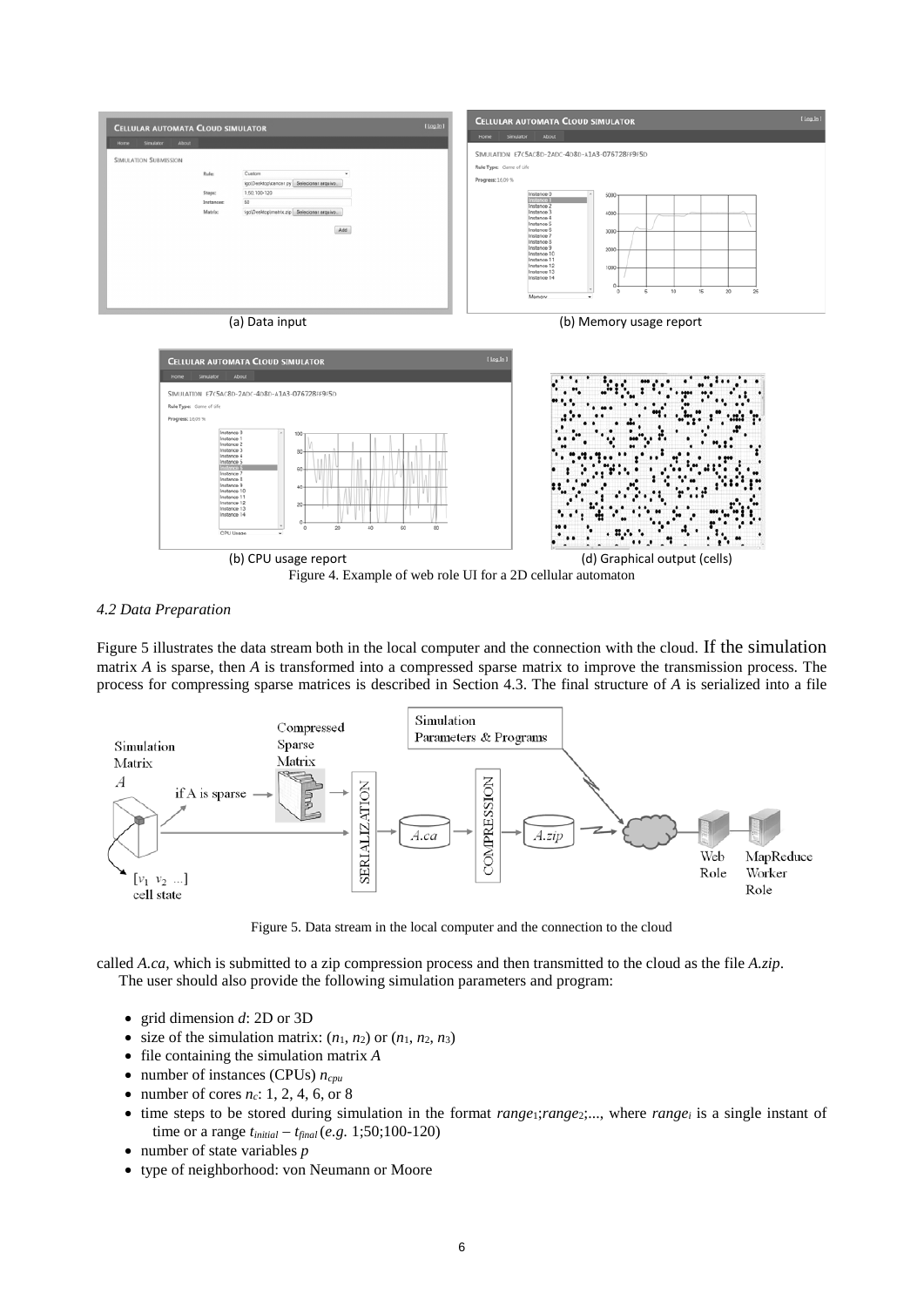(a) Data input

(b) Memory usage report

(b) CPU usage report

(d) Graphical output (cells)

Figure 4. Example of web role UI for a 2D cellular automaton

### *4.2 Data Preparation*

Figure 5 illustrates the data stream both in the local computer and the connection with the cloud. If the simulation matrix *A* is sparse, then *A* is transformed into a compressed sparse matrix to improve the transmission process. The process for compressing sparse matrices is described in Section 4.3. The final structure of *A* is serialized into a file called *A.ca*, which is submitted to a zip compression process and then transmitted to the cloud as the file *A.zip*.

Figure 5. Data stream in the local computer and the connection to the cloud

The user should also provide the following simulation parameters and program:

- grid dimension $d$: 2D or 3D
- size of the simulation matrix: $(n_1, n_2)$ or $(n_1, n_2, n_3)$
- file containing the simulation matrix $A$
- number of instances (CPUs) $n_{cpu}$
- number of cores $n_c$: 1, 2, 4, 6, or 8
- time steps to be stored during simulation in the format $range_1$;$range_2$;..., where $range_i$ is a single instant of time or a range $t_{initial} - t_{final}$ (*e.g.* 1;50;100-120)
- number of state variables $p$
- type of neighborhood: von Neumann or Moore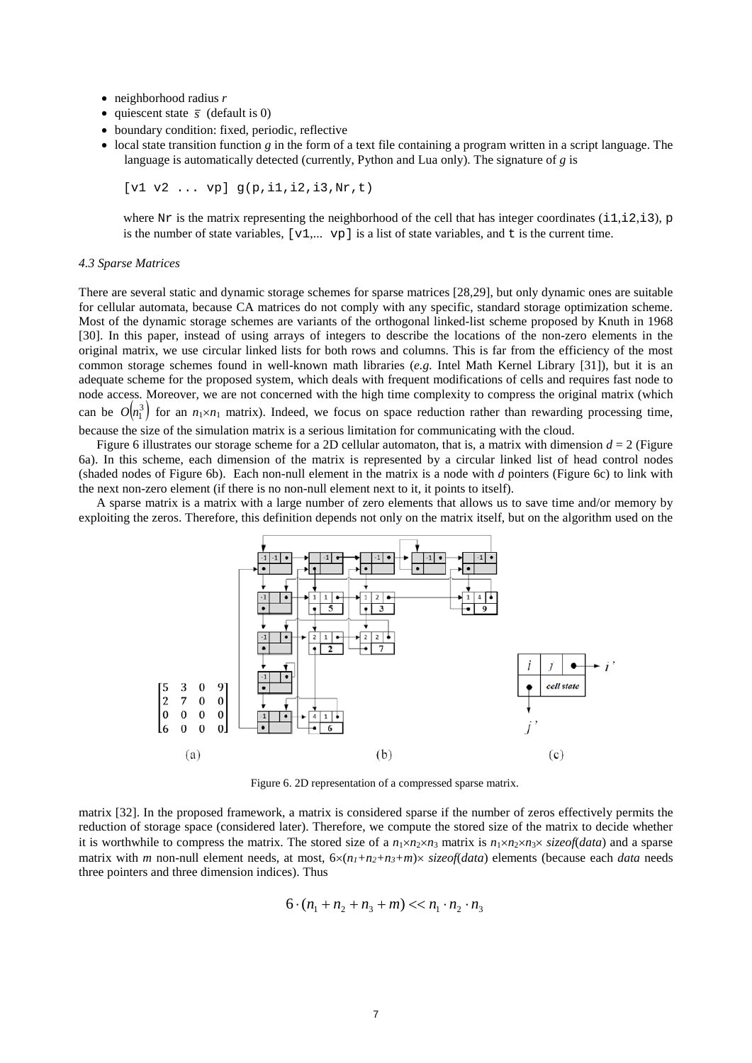- neighborhood radius $r$
- quiescent state $\bar{s}$ (default is 0)
- boundary condition: fixed, periodic, reflective
- local state transition function $g$ in the form of a text file containing a program written in a script language. The language is automatically detected (currently, Python and Lua only). The signature of $g$ is

```
[v1 v2 ... vp] g(p,i1,i2,i3,Nr,t)
```

where `Nr` is the matrix representing the neighborhood of the cell that has integer coordinates (`i1`,`i2`,`i3`), `p` is the number of state variables, `[v1,... vp]` is a list of state variables, and `t` is the current time.

*4.3 Sparse Matrices*

There are several static and dynamic storage schemes for sparse matrices [28,29], but only dynamic ones are suitable for cellular automata, because CA matrices do not comply with any specific, standard storage optimization scheme. Most of the dynamic storage schemes are variants of the orthogonal linked-list scheme proposed by Knuth in 1968 [30]. In this paper, instead of using arrays of integers to describe the locations of the non-zero elements in the original matrix, we use circular linked lists for both rows and columns. This is far from the efficiency of the most common storage schemes found in well-known math libraries (*e.g.* Intel Math Kernel Library [31]), but it is an adequate scheme for the proposed system, which deals with frequent modifications of cells and requires fast node to node access. Moreover, we are not concerned with the high time complexity to compress the original matrix (which can be $O(n_1^3)$ for an $n_1 \times n_1$ matrix). Indeed, we focus on space reduction rather than rewarding processing time, because the size of the simulation matrix is a serious limitation for communicating with the cloud.

Figure 6 illustrates our storage scheme for a 2D cellular automaton, that is, a matrix with dimension $d = 2$ (Figure 6a). In this scheme, each dimension of the matrix is represented by a circular linked list of head control nodes (shaded nodes of Figure 6b). Each non-null element in the matrix is a node with $d$ pointers (Figure 6c) to link with the next non-zero element (if there is no non-null element next to it, it points to itself).

A sparse matrix is a matrix with a large number of zero elements that allows us to save time and/or memory by exploiting the zeros. Therefore, this definition depends not only on the matrix itself, but on the algorithm used on the

$$\begin{bmatrix} 5 & 3 & 0 & 9 \\ 2 & 7 & 0 & 0 \\ 0 & 0 & 0 & 0 \\ 6 & 0 & 0 & 0 \end{bmatrix}$$

(a) (b) (c)

Figure 6. 2D representation of a compressed sparse matrix.

matrix [32]. In the proposed framework, a matrix is considered sparse if the number of zeros effectively permits the reduction of storage space (considered later). Therefore, we compute the stored size of the matrix to decide whether it is worthwhile to compress the matrix. The stored size of a $n_1 \times n_2 \times n_3$ matrix is $n_1 \times n_2 \times n_3 \times$ *sizeof*(*data*) and a sparse matrix with $m$ non-null element needs, at most, $6 \times (n_1 + n_2 + n_3 + m) \times$ *sizeof*(*data*) elements (because each *data* needs three pointers and three dimension indices). Thus

$$6 \cdot (n_1 + n_2 + n_3 + m) << n_1 \cdot n_2 \cdot n_3$$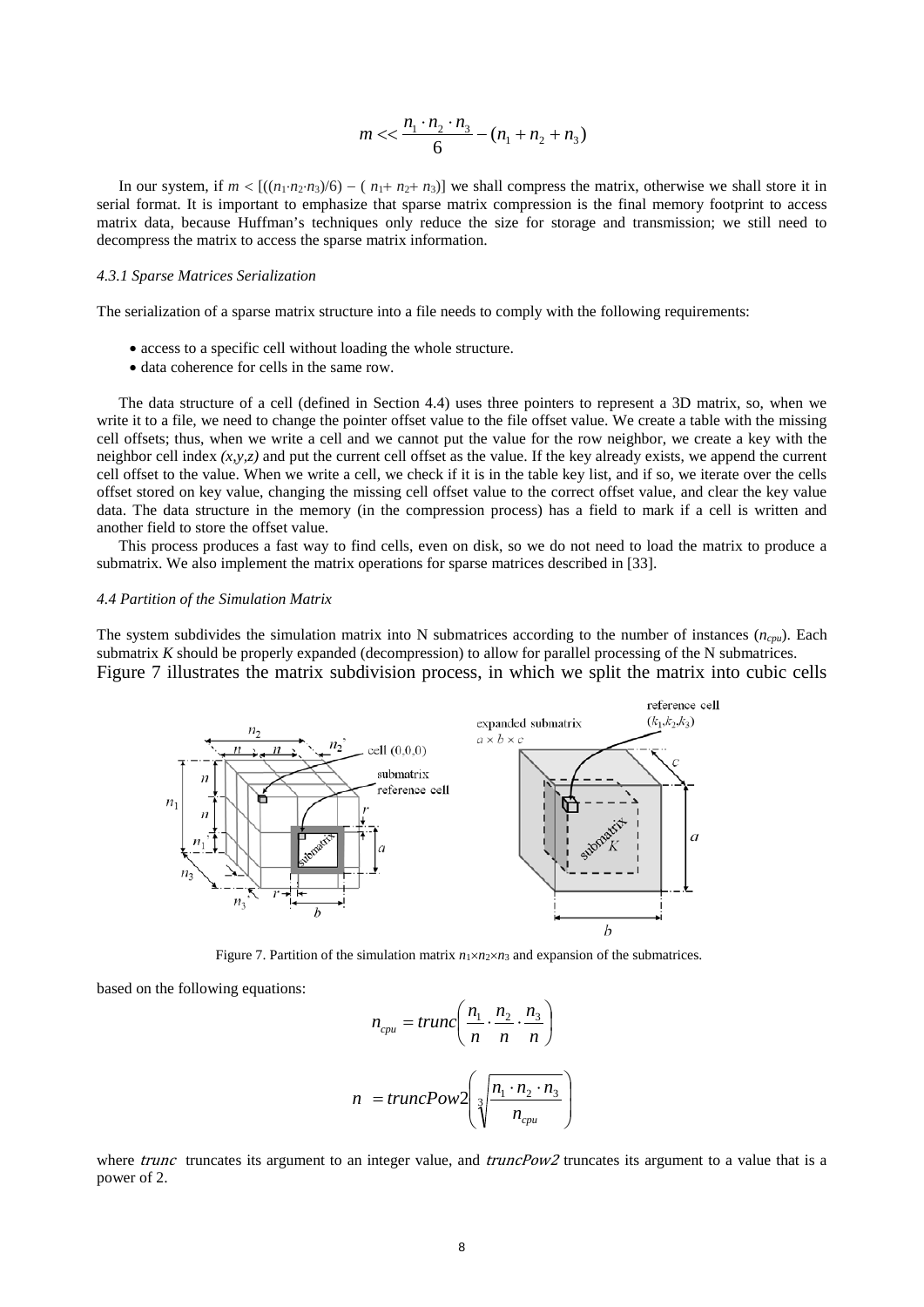$$m << \frac{n_1 \cdot n_2 \cdot n_3}{6} - (n_1 + n_2 + n_3)$$

In our system, if $m < [((n_1 \cdot n_2 \cdot n_3)/6) - (n_1 + n_2 + n_3)]$ we shall compress the matrix, otherwise we shall store it in serial format. It is important to emphasize that sparse matrix compression is the final memory footprint to access matrix data, because Huffman's techniques only reduce the size for storage and transmission; we still need to decompress the matrix to access the sparse matrix information.

#### *4.3.1 Sparse Matrices Serialization*

The serialization of a sparse matrix structure into a file needs to comply with the following requirements:

- access to a specific cell without loading the whole structure.
- data coherence for cells in the same row.

The data structure of a cell (defined in Section 4.4) uses three pointers to represent a 3D matrix, so, when we write it to a file, we need to change the pointer offset value to the file offset value. We create a table with the missing cell offsets; thus, when we write a cell and we cannot put the value for the row neighbor, we create a key with the neighbor cell index *(x,y,z)* and put the current cell offset as the value. If the key already exists, we append the current cell offset to the value. When we write a cell, we check if it is in the table key list, and if so, we iterate over the cells offset stored on key value, changing the missing cell offset value to the correct offset value, and clear the key value data. The data structure in the memory (in the compression process) has a field to mark if a cell is written and another field to store the offset value.

This process produces a fast way to find cells, even on disk, so we do not need to load the matrix to produce a submatrix. We also implement the matrix operations for sparse matrices described in [33].

### *4.4 Partition of the Simulation Matrix*

The system subdivides the simulation matrix into N submatrices according to the number of instances ($n_{cpu}$). Each submatrix *K* should be properly expanded (decompression) to allow for parallel processing of the N submatrices. Figure 7 illustrates the matrix subdivision process, in which we split the matrix into cubic cells

Figure 7. Partition of the simulation matrix $n_1 \times n_2 \times n_3$ and expansion of the submatrices.

based on the following equations:

$$n_{cpu} = trunc\left(\frac{n_1}{n} \cdot \frac{n_2}{n} \cdot \frac{n_3}{n}\right)$$

$$n = truncPow2\left(\sqrt[3]{\frac{n_1 \cdot n_2 \cdot n_3}{n_{cpu}}}\right)$$

where *trunc* truncates its argument to an integer value, and *truncPow2* truncates its argument to a value that is a power of 2.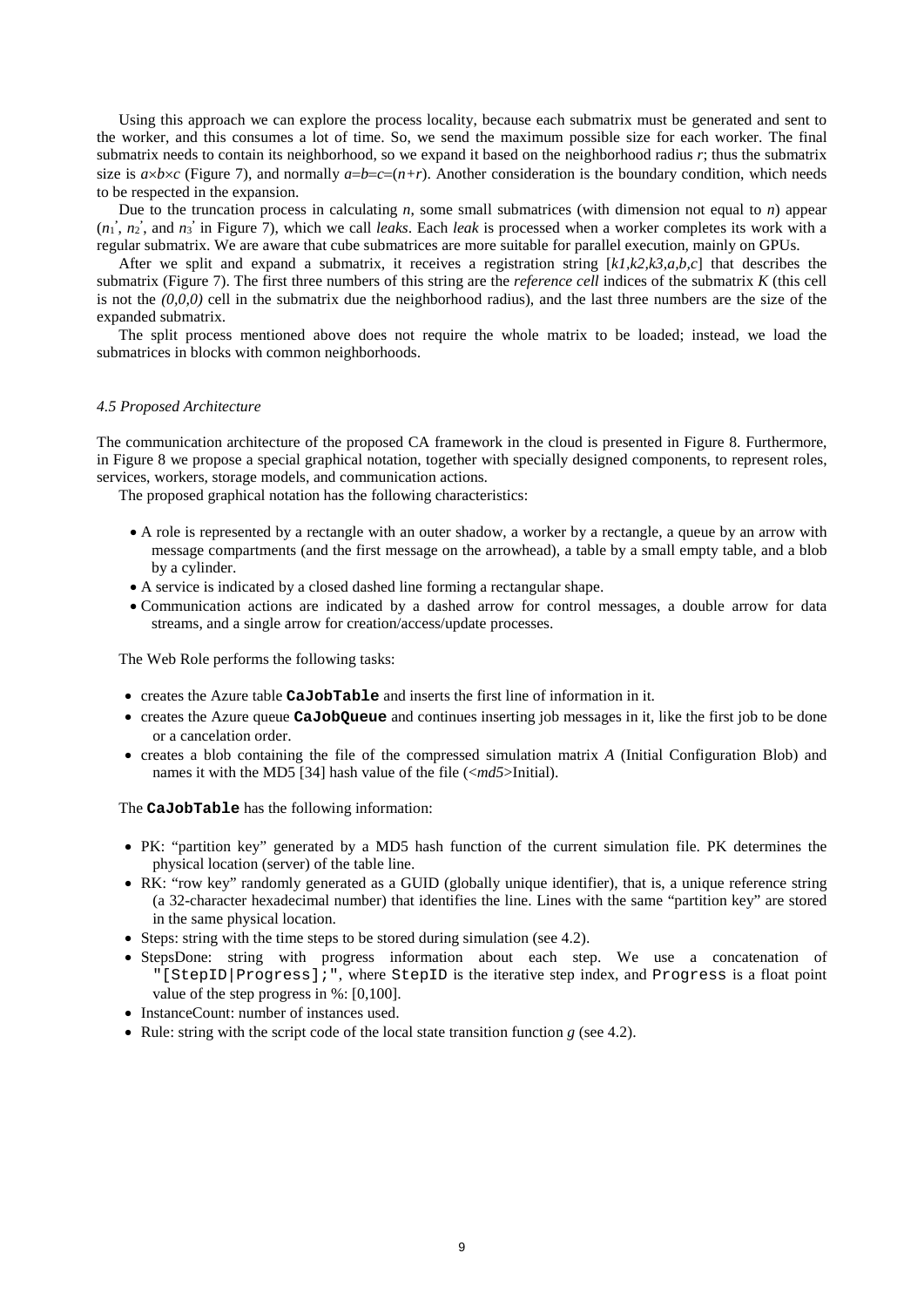Using this approach we can explore the process locality, because each submatrix must be generated and sent to the worker, and this consumes a lot of time. So, we send the maximum possible size for each worker. The final submatrix needs to contain its neighborhood, so we expand it based on the neighborhood radius $r$; thus the submatrix size is $a \times b \times c$ (Figure 7), and normally $a=b=c=(n+r)$. Another consideration is the boundary condition, which needs to be respected in the expansion.

Due to the truncation process in calculating $n$, some small submatrices (with dimension not equal to $n$) appear ($n_1'$, $n_2'$, and $n_3'$ in Figure 7), which we call *leaks*. Each *leak* is processed when a worker completes its work with a regular submatrix. We are aware that cube submatrices are more suitable for parallel execution, mainly on GPUs.

After we split and expand a submatrix, it receives a registration string [*k1,k2,k3,a,b,c*] that describes the submatrix (Figure 7). The first three numbers of this string are the *reference cell* indices of the submatrix $K$ (this cell is not the *(0,0,0)* cell in the submatrix due the neighborhood radius), and the last three numbers are the size of the expanded submatrix.

The split process mentioned above does not require the whole matrix to be loaded; instead, we load the submatrices in blocks with common neighborhoods.

### *4.5 Proposed Architecture*

The communication architecture of the proposed CA framework in the cloud is presented in Figure 8. Furthermore, in Figure 8 we propose a special graphical notation, together with specially designed components, to represent roles, services, workers, storage models, and communication actions.

The proposed graphical notation has the following characteristics:

- A role is represented by a rectangle with an outer shadow, a worker by a rectangle, a queue by an arrow with message compartments (and the first message on the arrowhead), a table by a small empty table, and a blob by a cylinder.
- A service is indicated by a closed dashed line forming a rectangular shape.
- Communication actions are indicated by a dashed arrow for control messages, a double arrow for data streams, and a single arrow for creation/access/update processes.

The Web Role performs the following tasks:

- creates the Azure table **`CaJobTable`** and inserts the first line of information in it.
- creates the Azure queue **`CaJobQueue`** and continues inserting job messages in it, like the first job to be done or a cancelation order.
- creates a blob containing the file of the compressed simulation matrix $A$ (Initial Configuration Blob) and names it with the MD5 [34] hash value of the file (<*md5*>Initial).

The **`CaJobTable`** has the following information:

- PK: "partition key" generated by a MD5 hash function of the current simulation file. PK determines the physical location (server) of the table line.
- RK: "row key" randomly generated as a GUID (globally unique identifier), that is, a unique reference string (a 32-character hexadecimal number) that identifies the line. Lines with the same "partition key" are stored in the same physical location.
- Steps: string with the time steps to be stored during simulation (see 4.2).
- StepsDone: string with progress information about each step. We use a concatenation of `"[StepID|Progress];"`, where `StepID` is the iterative step index, and `Progress` is a float point value of the step progress in %: [0,100].
- InstanceCount: number of instances used.
- Rule: string with the script code of the local state transition function $g$ (see 4.2).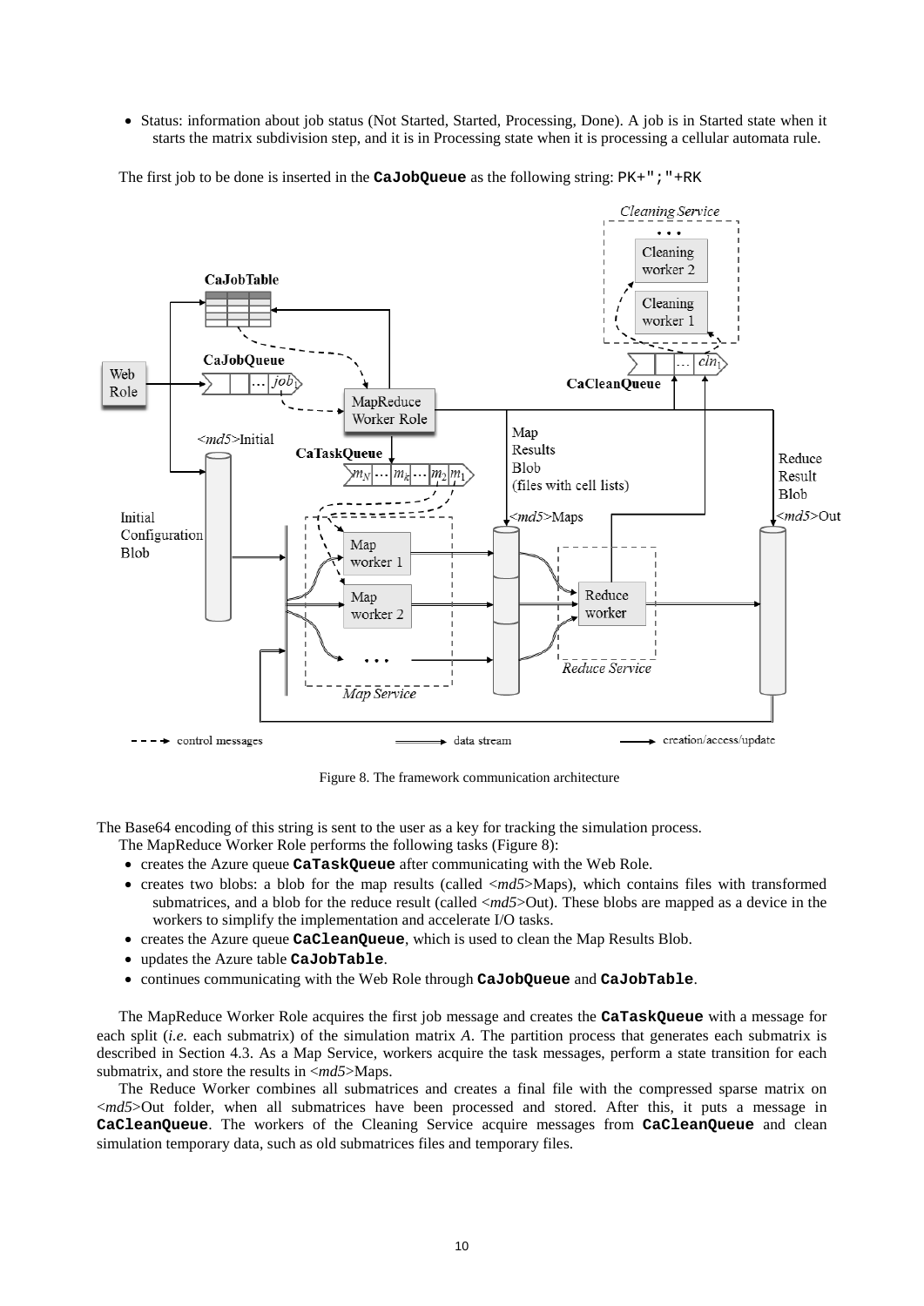- Status: information about job status (Not Started, Started, Processing, Done). A job is in Started state when it starts the matrix subdivision step, and it is in Processing state when it is processing a cellular automata rule.

The first job to be done is inserted in the **CaJobQueue** as the following string: `PK+";"+RK`

Figure 8. The framework communication architecture

The Base64 encoding of this string is sent to the user as a key for tracking the simulation process.

The MapReduce Worker Role performs the following tasks (Figure 8):

- creates the Azure queue **CaTaskQueue** after communicating with the Web Role.
- creates two blobs: a blob for the map results (called <*md5*>Maps), which contains files with transformed submatrices, and a blob for the reduce result (called <*md5*>Out). These blobs are mapped as a device in the workers to simplify the implementation and accelerate I/O tasks.
- creates the Azure queue **CaCleanQueue**, which is used to clean the Map Results Blob.
- updates the Azure table **CaJobTable**.
- continues communicating with the Web Role through **CaJobQueue** and **CaJobTable**.

The MapReduce Worker Role acquires the first job message and creates the **CaTaskQueue** with a message for each split (*i.e.* each submatrix) of the simulation matrix *A*. The partition process that generates each submatrix is described in Section 4.3. As a Map Service, workers acquire the task messages, perform a state transition for each submatrix, and store the results in <*md5*>Maps.

The Reduce Worker combines all submatrices and creates a final file with the compressed sparse matrix on <*md5*>Out folder, when all submatrices have been processed and stored. After this, it puts a message in **CaCleanQueue**. The workers of the Cleaning Service acquire messages from **CaCleanQueue** and clean simulation temporary data, such as old submatrices files and temporary files.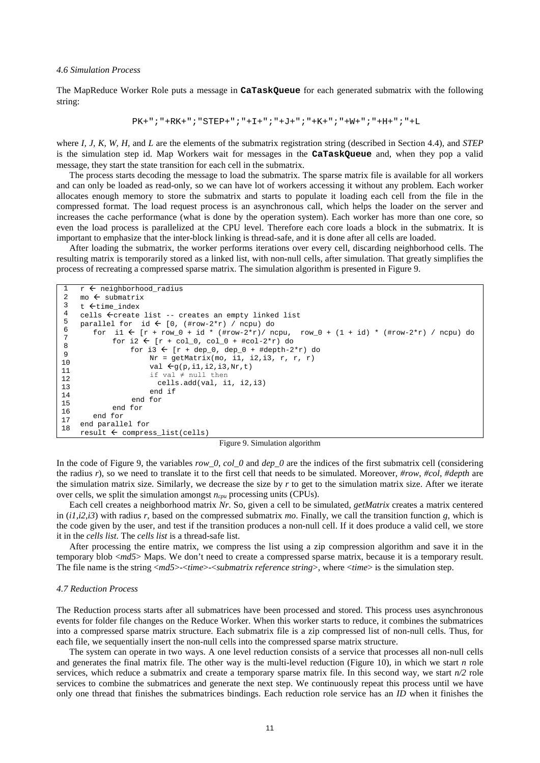### *4.6 Simulation Process*

The MapReduce Worker Role puts a message in **CaTaskQueue** for each generated submatrix with the following string:

```
PK+";"+RK+";"STEP+";"+I+";"+J+";"+K+";"+W+";"+H+";"+L
```

where *I, J, K, W, H*, and *L* are the elements of the submatrix registration string (described in Section 4.4), and *STEP* is the simulation step id. Map Workers wait for messages in the **CaTaskQueue** and, when they pop a valid message, they start the state transition for each cell in the submatrix.

The process starts decoding the message to load the submatrix. The sparse matrix file is available for all workers and can only be loaded as read-only, so we can have lot of workers accessing it without any problem. Each worker allocates enough memory to store the submatrix and starts to populate it loading each cell from the file in the compressed format. The load request process is an asynchronous call, which helps the loader on the server and increases the cache performance (what is done by the operation system). Each worker has more than one core, so even the load process is parallelized at the CPU level. Therefore each core loads a block in the submatrix. It is important to emphasize that the inter-block linking is thread-safe, and it is done after all cells are loaded.

After loading the submatrix, the worker performs iterations over every cell, discarding neighborhood cells. The resulting matrix is temporarily stored as a linked list, with non-null cells, after simulation. That greatly simplifies the process of recreating a compressed sparse matrix. The simulation algorithm is presented in Figure 9.

```
1   r ← neighborhood_radius
2   mo ← submatrix
3   t ←time_index
4   cells ←create list -- creates an empty linked list
5   parallel for  id ← [0, (#row-2*r) / ncpu) do
6      for  i1 ← [r + row_0 + id * (#row-2*r)/ ncpu,  row_0 + (1 + id) * (#row-2*r) / ncpu) do
7          for i2 ← [r + col_0, col_0 + #col-2*r) do
8              for i3 ← [r + dep_0, dep_0 + #depth-2*r) do
9                  Nr = getMatrix(mo, i1, i2,i3, r, r, r)
10                 val ←g(p,i1,i2,i3,Nr,t)
11                 if val ≠ null then
12                   cells.add(val, i1, i2,i3)
13                 end if
14             end for
15         end for
16     end for
17  end parallel for
18  result ← compress_list(cells)
```

Figure 9. Simulation algorithm

In the code of Figure 9, the variables *row_0*, *col_0* and *dep_0* are the indices of the first submatrix cell (considering the radius *r*), so we need to translate it to the first cell that needs to be simulated. Moreover, *#row*, *#col*, *#depth* are the simulation matrix size. Similarly, we decrease the size by *r* to get to the simulation matrix size. After we iterate over cells, we split the simulation amongst $n_{cpu}$ processing units (CPUs).

Each cell creates a neighborhood matrix *Nr*. So, given a cell to be simulated, *getMatrix* creates a matrix centered in (*i1*,*i2*,*i3*) with radius *r*, based on the compressed submatrix *mo*. Finally, we call the transition function *g*, which is the code given by the user, and test if the transition produces a non-null cell. If it does produce a valid cell, we store it in the *cells list*. The *cells list* is a thread-safe list.

After processing the entire matrix, we compress the list using a zip compression algorithm and save it in the temporary blob <*md5*> Maps. We don't need to create a compressed sparse matrix, because it is a temporary result. The file name is the string <*md5*>-<*time*>-<*submatrix reference string*>, where <*time*> is the simulation step.

### *4.7 Reduction Process*

The Reduction process starts after all submatrices have been processed and stored. This process uses asynchronous events for folder file changes on the Reduce Worker. When this worker starts to reduce, it combines the submatrices into a compressed sparse matrix structure. Each submatrix file is a zip compressed list of non-null cells. Thus, for each file, we sequentially insert the non-null cells into the compressed sparse matrix structure.

The system can operate in two ways. A one level reduction consists of a service that processes all non-null cells and generates the final matrix file. The other way is the multi-level reduction (Figure 10), in which we start *n* role services, which reduce a submatrix and create a temporary sparse matrix file. In this second way, we start *n/2* role services to combine the submatrices and generate the next step. We continuously repeat this process until we have only one thread that finishes the submatrices bindings. Each reduction role service has an *ID* when it finishes the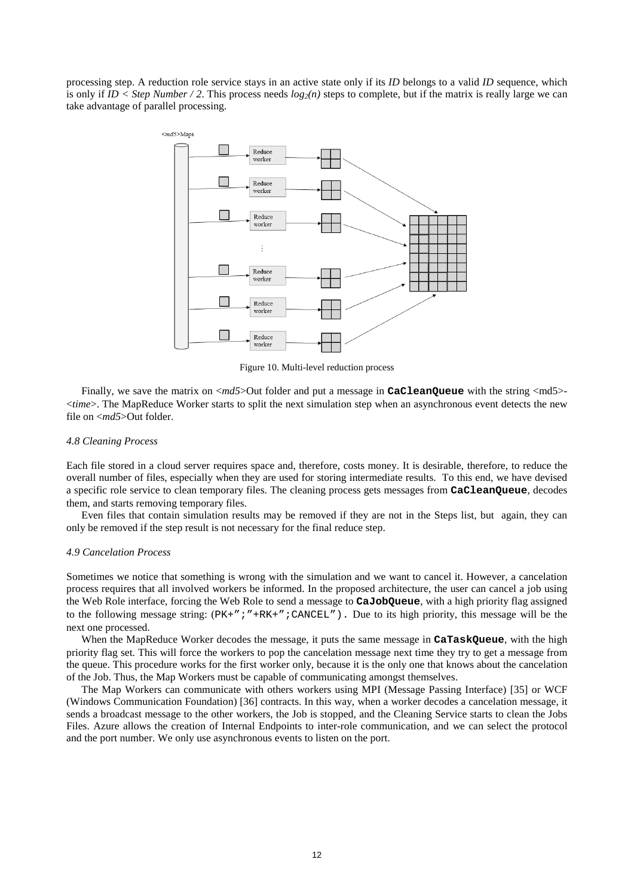processing step. A reduction role service stays in an active state only if its *ID* belongs to a valid *ID* sequence, which is only if $ID < Step\ Number / 2$. This process needs $log_2(n)$ steps to complete, but if the matrix is really large we can take advantage of parallel processing.

<md5>Maps

Reduce worker

Reduce worker

Reduce worker

⋮

Reduce worker

Reduce worker

Reduce worker

Figure 10. Multi-level reduction process

Finally, we save the matrix on <*md5*>Out folder and put a message in **CaCleanQueue** with the string <md5>-<*time*>. The MapReduce Worker starts to split the next simulation step when an asynchronous event detects the new file on <*md5*>Out folder.

### *4.8 Cleaning Process*

Each file stored in a cloud server requires space and, therefore, costs money. It is desirable, therefore, to reduce the overall number of files, especially when they are used for storing intermediate results. To this end, we have devised a specific role service to clean temporary files. The cleaning process gets messages from **CaCleanQueue**, decodes them, and starts removing temporary files.

Even files that contain simulation results may be removed if they are not in the Steps list, but again, they can only be removed if the step result is not necessary for the final reduce step.

### *4.9 Cancelation Process*

Sometimes we notice that something is wrong with the simulation and we want to cancel it. However, a cancelation process requires that all involved workers be informed. In the proposed architecture, the user can cancel a job using the Web Role interface, forcing the Web Role to send a message to **CaJobQueue**, with a high priority flag assigned to the following message string: `(PK+";"+RK+";CANCEL").` Due to its high priority, this message will be the next one processed.

When the MapReduce Worker decodes the message, it puts the same message in **CaTaskQueue**, with the high priority flag set. This will force the workers to pop the cancelation message next time they try to get a message from the queue. This procedure works for the first worker only, because it is the only one that knows about the cancelation of the Job. Thus, the Map Workers must be capable of communicating amongst themselves.

The Map Workers can communicate with others workers using MPI (Message Passing Interface) [35] or WCF (Windows Communication Foundation) [36] contracts. In this way, when a worker decodes a cancelation message, it sends a broadcast message to the other workers, the Job is stopped, and the Cleaning Service starts to clean the Jobs Files. Azure allows the creation of Internal Endpoints to inter-role communication, and we can select the protocol and the port number. We only use asynchronous events to listen on the port.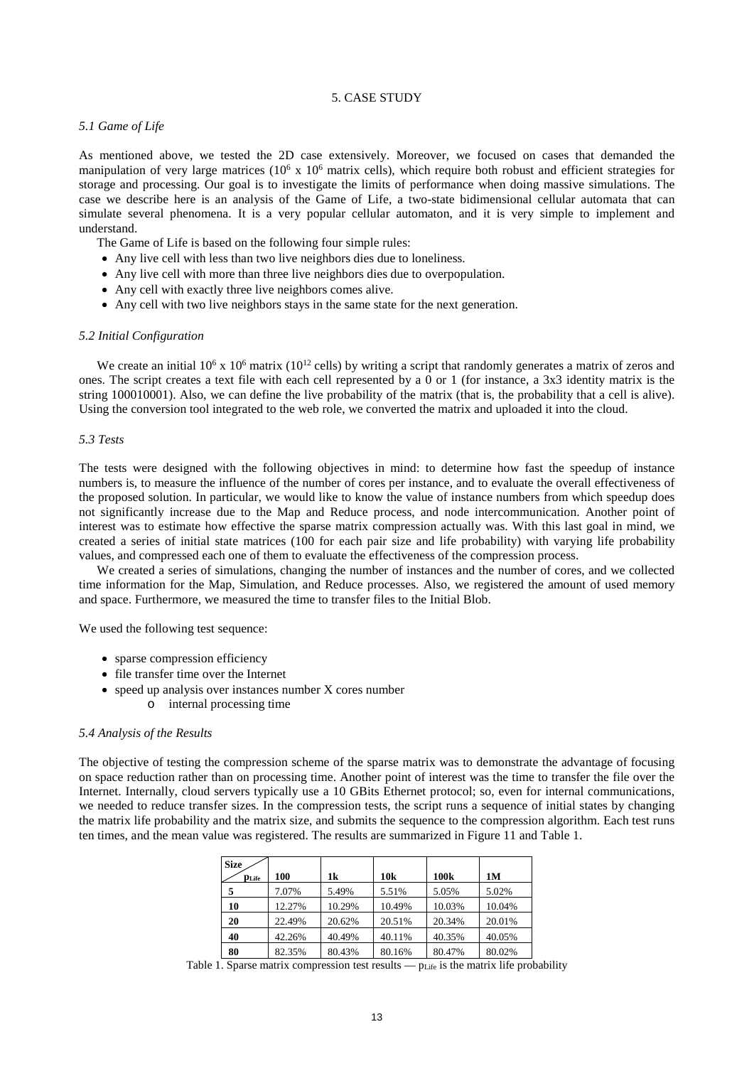## 5. CASE STUDY

### *5.1 Game of Life*

As mentioned above, we tested the 2D case extensively. Moreover, we focused on cases that demanded the manipulation of very large matrices ($10^6$ x $10^6$ matrix cells), which require both robust and efficient strategies for storage and processing. Our goal is to investigate the limits of performance when doing massive simulations. The case we describe here is an analysis of the Game of Life, a two-state bidimensional cellular automata that can simulate several phenomena. It is a very popular cellular automaton, and it is very simple to implement and understand.

The Game of Life is based on the following four simple rules:

- Any live cell with less than two live neighbors dies due to loneliness.
- Any live cell with more than three live neighbors dies due to overpopulation.
- Any cell with exactly three live neighbors comes alive.
- Any cell with two live neighbors stays in the same state for the next generation.

### *5.2 Initial Configuration*

We create an initial $10^6$ x $10^6$ matrix ($10^{12}$ cells) by writing a script that randomly generates a matrix of zeros and ones. The script creates a text file with each cell represented by a 0 or 1 (for instance, a 3x3 identity matrix is the string 100010001). Also, we can define the live probability of the matrix (that is, the probability that a cell is alive). Using the conversion tool integrated to the web role, we converted the matrix and uploaded it into the cloud.

### *5.3 Tests*

The tests were designed with the following objectives in mind: to determine how fast the speedup of instance numbers is, to measure the influence of the number of cores per instance, and to evaluate the overall effectiveness of the proposed solution. In particular, we would like to know the value of instance numbers from which speedup does not significantly increase due to the Map and Reduce process, and node intercommunication. Another point of interest was to estimate how effective the sparse matrix compression actually was. With this last goal in mind, we created a series of initial state matrices (100 for each pair size and life probability) with varying life probability values, and compressed each one of them to evaluate the effectiveness of the compression process.

We created a series of simulations, changing the number of instances and the number of cores, and we collected time information for the Map, Simulation, and Reduce processes. Also, we registered the amount of used memory and space. Furthermore, we measured the time to transfer files to the Initial Blob.

We used the following test sequence:

- sparse compression efficiency
- file transfer time over the Internet
- speed up analysis over instances number X cores number
  - internal processing time

### *5.4 Analysis of the Results*

The objective of testing the compression scheme of the sparse matrix was to demonstrate the advantage of focusing on space reduction rather than on processing time. Another point of interest was the time to transfer the file over the Internet. Internally, cloud servers typically use a 10 GBits Ethernet protocol; so, even for internal communications, we needed to reduce transfer sizes. In the compression tests, the script runs a sequence of initial states by changing the matrix life probability and the matrix size, and submits the sequence to the compression algorithm. Each test runs ten times, and the mean value was registered. The results are summarized in Figure 11 and Table 1.

| Size / $p_{Life}$ | 100 | 1k | 10k | 100k | 1M |
|---|---|---|---|---|---|
| **5** | 7.07% | 5.49% | 5.51% | 5.05% | 5.02% |
| **10** | 12.27% | 10.29% | 10.49% | 10.03% | 10.04% |
| **20** | 22.49% | 20.62% | 20.51% | 20.34% | 20.01% |
| **40** | 42.26% | 40.49% | 40.11% | 40.35% | 40.05% |
| **80** | 82.35% | 80.43% | 80.16% | 80.47% | 80.02% |

Table 1. Sparse matrix compression test results — $p_{Life}$ is the matrix life probability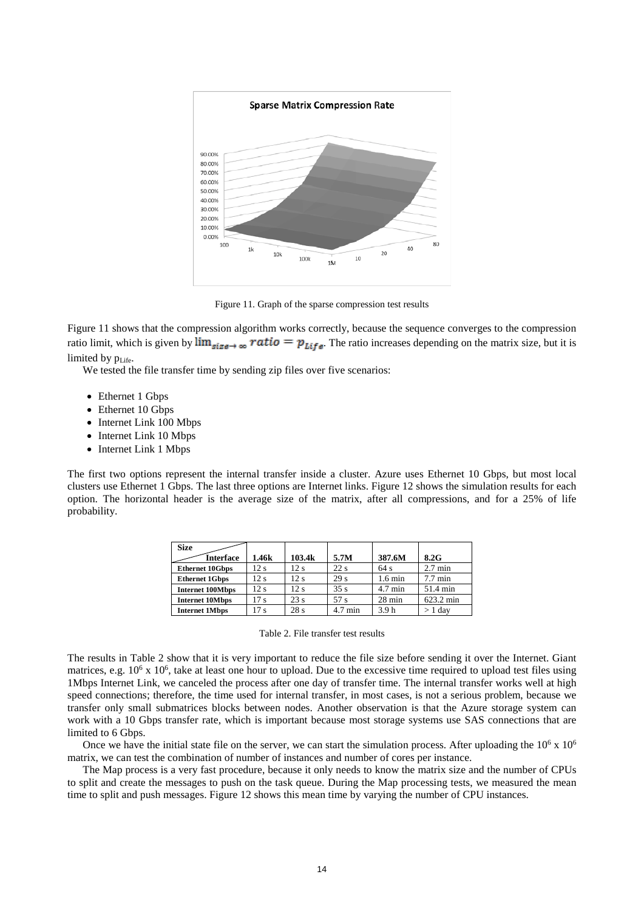Figure 11. Graph of the sparse compression test results

Figure 11 shows that the compression algorithm works correctly, because the sequence converges to the compression ratio limit, which is given by $\lim_{size \to \infty} ratio = p_{Life}$. The ratio increases depending on the matrix size, but it is limited by $p_{Life}$.

We tested the file transfer time by sending zip files over five scenarios:

- Ethernet 1 Gbps
- Ethernet 10 Gbps
- Internet Link 100 Mbps
- Internet Link 10 Mbps
- Internet Link 1 Mbps

The first two options represent the internal transfer inside a cluster. Azure uses Ethernet 10 Gbps, but most local clusters use Ethernet 1 Gbps. The last three options are Internet links. Figure 12 shows the simulation results for each option. The horizontal header is the average size of the matrix, after all compressions, and for a 25% of life probability.

| Size / Interface | 1.46k | 103.4k | 5.7M | 387.6M | 8.2G |
|---|---|---|---|---|---|
| Ethernet 10Gbps | 12 s | 12 s | 22 s | 64 s | 2.7 min |
| Ethernet 1Gbps | 12 s | 12 s | 29 s | 1.6 min | 7.7 min |
| Internet 100Mbps | 12 s | 12 s | 35 s | 4.7 min | 51.4 min |
| Internet 10Mbps | 17 s | 23 s | 57 s | 28 min | 623.2 min |
| Internet 1Mbps | 17 s | 28 s | 4.7 min | 3.9 h | > 1 day |

Table 2. File transfer test results

The results in Table 2 show that it is very important to reduce the file size before sending it over the Internet. Giant matrices, e.g. $10^6$ x $10^6$, take at least one hour to upload. Due to the excessive time required to upload test files using 1Mbps Internet Link, we canceled the process after one day of transfer time. The internal transfer works well at high speed connections; therefore, the time used for internal transfer, in most cases, is not a serious problem, because we transfer only small submatrices blocks between nodes. Another observation is that the Azure storage system can work with a 10 Gbps transfer rate, which is important because most storage systems use SAS connections that are limited to 6 Gbps.

Once we have the initial state file on the server, we can start the simulation process. After uploading the $10^6$ x $10^6$ matrix, we can test the combination of number of instances and number of cores per instance.

The Map process is a very fast procedure, because it only needs to know the matrix size and the number of CPUs to split and create the messages to push on the task queue. During the Map processing tests, we measured the mean time to split and push messages. Figure 12 shows this mean time by varying the number of CPU instances.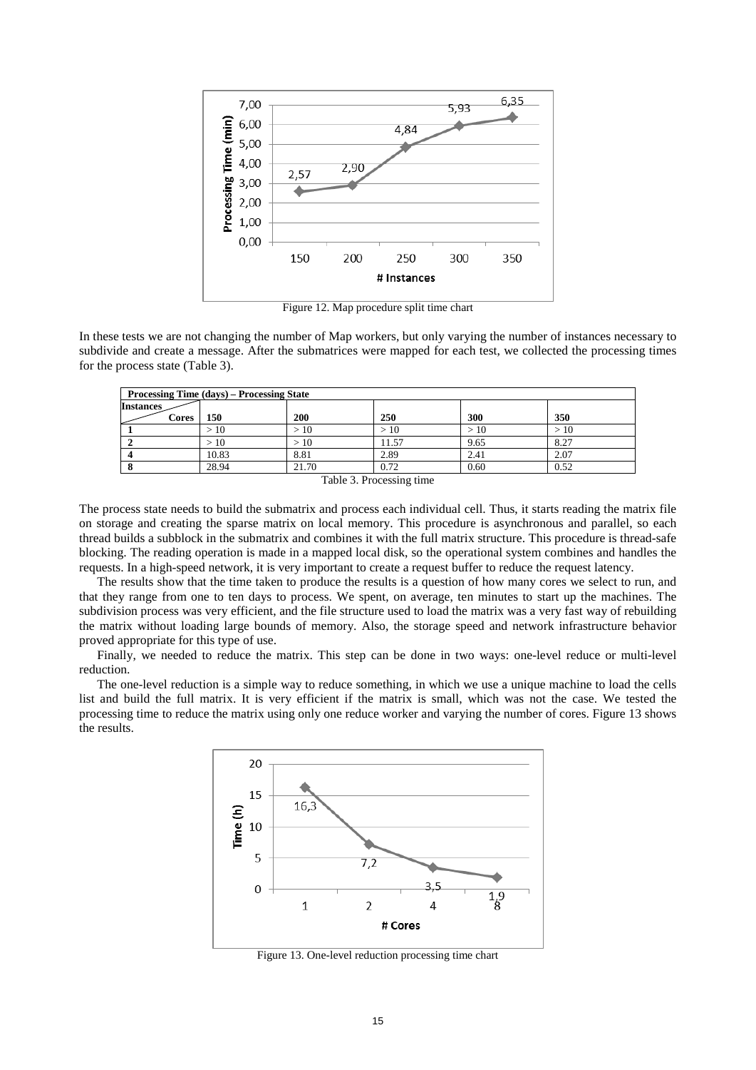Figure 12. Map procedure split time chart

In these tests we are not changing the number of Map workers, but only varying the number of instances necessary to subdivide and create a message. After the submatrices were mapped for each test, we collected the processing times for the process state (Table 3).

| Processing Time (days) – Processing State | | | | | |
|---|---|---|---|---|---|
| Instances / Cores | 150 | 200 | 250 | 300 | 350 |
| 1 | > 10 | > 10 | > 10 | > 10 | > 10 |
| 2 | > 10 | > 10 | 11.57 | 9.65 | 8.27 |
| 4 | 10.83 | 8.81 | 2.89 | 2.41 | 2.07 |
| 8 | 28.94 | 21.70 | 0.72 | 0.60 | 0.52 |

Table 3. Processing time

The process state needs to build the submatrix and process each individual cell. Thus, it starts reading the matrix file on storage and creating the sparse matrix on local memory. This procedure is asynchronous and parallel, so each thread builds a subblock in the submatrix and combines it with the full matrix structure. This procedure is thread-safe blocking. The reading operation is made in a mapped local disk, so the operational system combines and handles the requests. In a high-speed network, it is very important to create a request buffer to reduce the request latency.

The results show that the time taken to produce the results is a question of how many cores we select to run, and that they range from one to ten days to process. We spent, on average, ten minutes to start up the machines. The subdivision process was very efficient, and the file structure used to load the matrix was a very fast way of rebuilding the matrix without loading large bounds of memory. Also, the storage speed and network infrastructure behavior proved appropriate for this type of use.

Finally, we needed to reduce the matrix. This step can be done in two ways: one-level reduce or multi-level reduction.

The one-level reduction is a simple way to reduce something, in which we use a unique machine to load the cells list and build the full matrix. It is very efficient if the matrix is small, which was not the case. We tested the processing time to reduce the matrix using only one reduce worker and varying the number of cores. Figure 13 shows the results.

Figure 13. One-level reduction processing time chart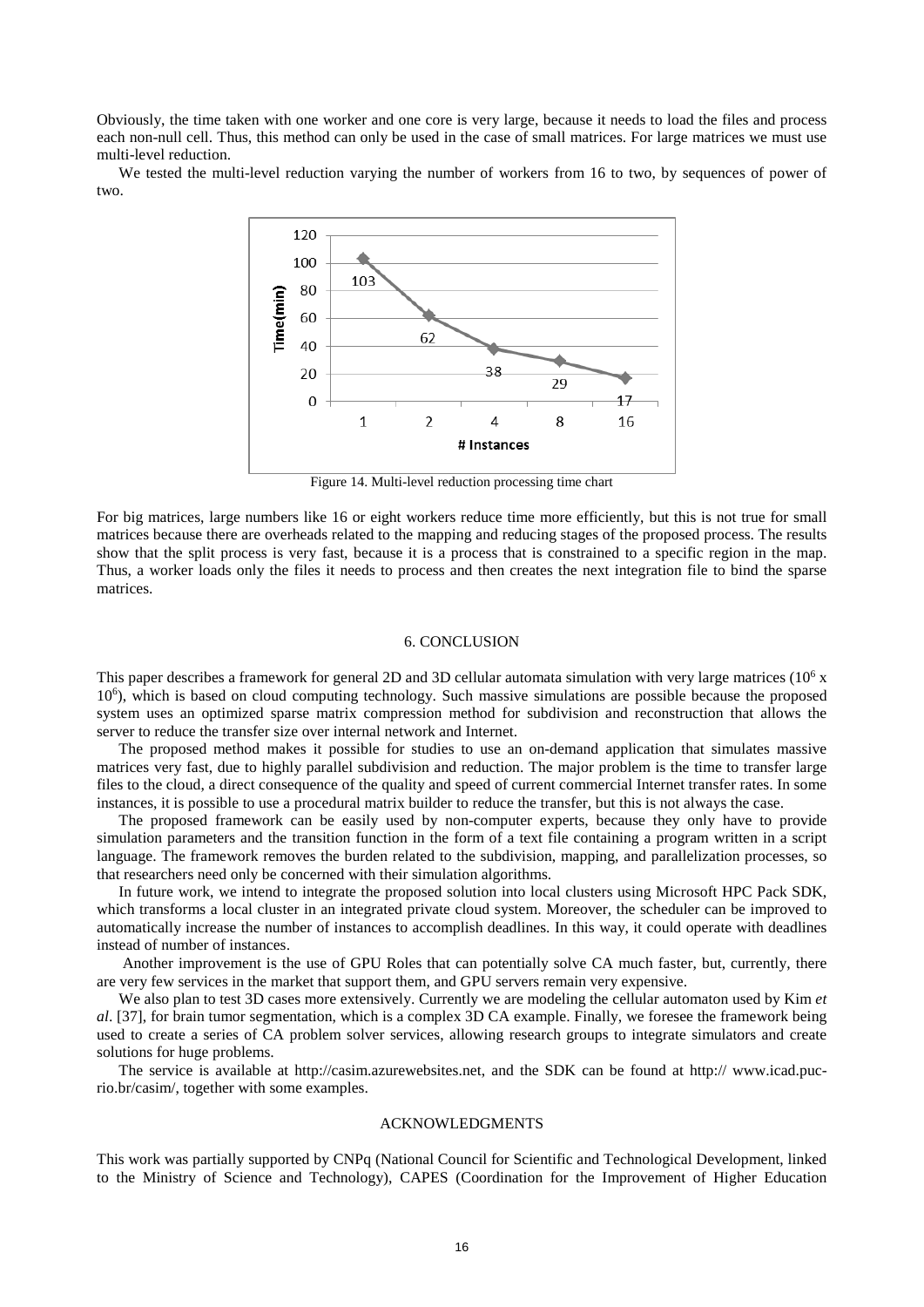Obviously, the time taken with one worker and one core is very large, because it needs to load the files and process each non-null cell. Thus, this method can only be used in the case of small matrices. For large matrices we must use multi-level reduction.

We tested the multi-level reduction varying the number of workers from 16 to two, by sequences of power of two.

Figure 14. Multi-level reduction processing time chart

For big matrices, large numbers like 16 or eight workers reduce time more efficiently, but this is not true for small matrices because there are overheads related to the mapping and reducing stages of the proposed process. The results show that the split process is very fast, because it is a process that is constrained to a specific region in the map. Thus, a worker loads only the files it needs to process and then creates the next integration file to bind the sparse matrices.

## 6. CONCLUSION

This paper describes a framework for general 2D and 3D cellular automata simulation with very large matrices ($10^6$ x $10^6$), which is based on cloud computing technology. Such massive simulations are possible because the proposed system uses an optimized sparse matrix compression method for subdivision and reconstruction that allows the server to reduce the transfer size over internal network and Internet.

The proposed method makes it possible for studies to use an on-demand application that simulates massive matrices very fast, due to highly parallel subdivision and reduction. The major problem is the time to transfer large files to the cloud, a direct consequence of the quality and speed of current commercial Internet transfer rates. In some instances, it is possible to use a procedural matrix builder to reduce the transfer, but this is not always the case.

The proposed framework can be easily used by non-computer experts, because they only have to provide simulation parameters and the transition function in the form of a text file containing a program written in a script language. The framework removes the burden related to the subdivision, mapping, and parallelization processes, so that researchers need only be concerned with their simulation algorithms.

In future work, we intend to integrate the proposed solution into local clusters using Microsoft HPC Pack SDK, which transforms a local cluster in an integrated private cloud system. Moreover, the scheduler can be improved to automatically increase the number of instances to accomplish deadlines. In this way, it could operate with deadlines instead of number of instances.

Another improvement is the use of GPU Roles that can potentially solve CA much faster, but, currently, there are very few services in the market that support them, and GPU servers remain very expensive.

We also plan to test 3D cases more extensively. Currently we are modeling the cellular automaton used by Kim *et al*. [37], for brain tumor segmentation, which is a complex 3D CA example. Finally, we foresee the framework being used to create a series of CA problem solver services, allowing research groups to integrate simulators and create solutions for huge problems.

The service is available at http://casim.azurewebsites.net, and the SDK can be found at http:// www.icad.puc-rio.br/casim/, together with some examples.

## ACKNOWLEDGMENTS

This work was partially supported by CNPq (National Council for Scientific and Technological Development, linked to the Ministry of Science and Technology), CAPES (Coordination for the Improvement of Higher Education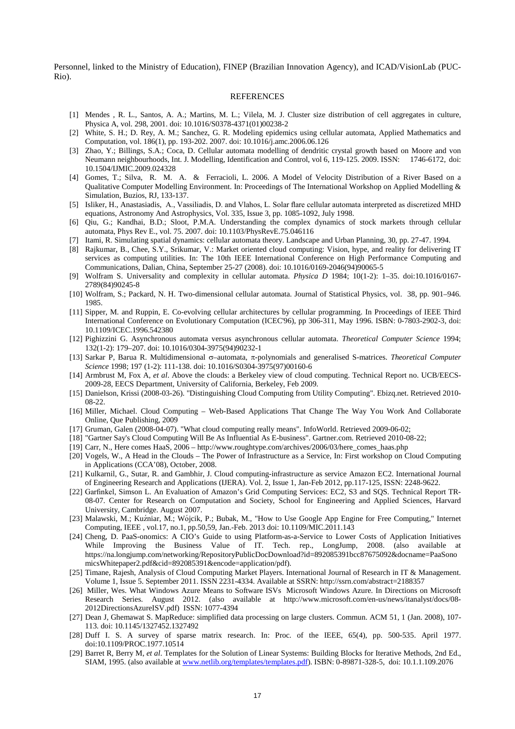Personnel, linked to the Ministry of Education), FINEP (Brazilian Innovation Agency), and ICAD/VisionLab (PUC-Rio).

## REFERENCES

[1] Mendes , R. L., Santos, A. A.; Martins, M. L.; Vilela, M. J. Cluster size distribution of cell aggregates in culture, Physica A, vol. 298, 2001. doi: 10.1016/S0378-4371(01)00238-2

[2] White, S. H.; D. Rey, A. M.; Sanchez, G. R. Modeling epidemics using cellular automata, Applied Mathematics and Computation, vol. 186(1), pp. 193-202. 2007. doi: 10.1016/j.amc.2006.06.126

[3] Zhao, Y.; Billings, S.A.; Coca, D. Cellular automata modelling of dendritic crystal growth based on Moore and von Neumann neighbourhoods, Int. J. Modelling, Identification and Control, vol 6, 119-125. 2009. ISSN: 1746-6172, doi: 10.1504/IJMIC.2009.024328

[4] Gomes, T.; Silva, R. M. A. & Ferracioli, L. 2006. A Model of Velocity Distribution of a River Based on a Qualitative Computer Modelling Environment. In: Proceedings of The International Workshop on Applied Modelling & Simulation, Buzios, RJ, 133-137.

[5] Isliker, H., Anastasiadis, A., Vassiliadis, D. and Vlahos, L. Solar flare cellular automata interpreted as discretized MHD equations, Astronomy And Astrophysics, Vol. 335, Issue 3, pp. 1085-1092, July 1998.

[6] Qiu, G.; Kandhai, B.D.; Sloot, P.M.A. Understanding the complex dynamics of stock markets through cellular automata, Phys Rev E., vol. 75. 2007. doi: 10.1103/PhysRevE.75.046116

[7] Itami, R. Simulating spatial dynamics: cellular automata theory. Landscape and Urban Planning, 30, pp. 27-47. 1994.

[8] Rajkumar, B., Chee, S.Y., Srikumar, V.: Market oriented cloud computing: Vision, hype, and reality for delivering IT services as computing utilities. In: The 10th IEEE International Conference on High Performance Computing and Communications, Dalian, China, September 25-27 (2008). doi: 10.1016/0169-2046(94)90065-5

[9] Wolfram S. Universality and complexity in cellular automata. *Physica D* 1984; 10(1-2): 1–35. doi:10.1016/0167-2789(84)90245-8

[10] Wolfram, S.; Packard, N. H. Two-dimensional cellular automata. Journal of Statistical Physics, vol. 38, pp. 901–946. 1985.

[11] Sipper, M. and Ruppin, E. Co-evolving cellular architectures by cellular programming. In Proceedings of IEEE Third International Conference on Evolutionary Computation (ICEC'96), pp 306-311, May 1996. ISBN: 0-7803-2902-3, doi: 10.1109/ICEC.1996.542380

[12] Pighizzini G. Asynchronous automata versus asynchronous cellular automata. *Theoretical Computer Science* 1994; 132(1-2): 179–207. doi: 10.1016/0304-3975(94)90232-1

[13] Sarkar P, Barua R. Multidimensional σ–automata, π-polynomials and generalised S-matrices. *Theoretical Computer Science* 1998; 197 (1-2): 111-138. doi: 10.1016/S0304-3975(97)00160-6

[14] Armbrust M, Fox A, *et al*. Above the clouds: a Berkeley view of cloud computing. Technical Report no. UCB/EECS-2009-28, EECS Department, University of California, Berkeley, Feb 2009.

[15] Danielson, Krissi (2008-03-26). "Distinguishing Cloud Computing from Utility Computing". Ebizq.net. Retrieved 2010-08-22.

[16] Miller, Michael. Cloud Computing – Web-Based Applications That Change The Way You Work And Collaborate Online, Que Publishing, 2009

[17] Gruman, Galen (2008-04-07). "What cloud computing really means". InfoWorld. Retrieved 2009-06-02;

[18] "Gartner Say's Cloud Computing Will Be As Influential As E-business". Gartner.com. Retrieved 2010-08-22;

[19] Carr, N., Here comes HaaS, 2006 – http://www.roughtype.com/archives/2006/03/here_comes_haas.php

[20] Vogels, W., A Head in the Clouds – The Power of Infrastructure as a Service, In: First workshop on Cloud Computing in Applications (CCA'08), October, 2008.

[21] Kulkarnil, G., Sutar, R. and Gambhir, J. Cloud computing-infrastructure as service Amazon EC2. International Journal of Engineering Research and Applications (IJERA). Vol. 2, Issue 1, Jan-Feb 2012, pp.117-125, ISSN: 2248-9622.

[22] Garfinkel, Simson L. An Evaluation of Amazon's Grid Computing Services: EC2, S3 and SQS. Technical Report TR-08-07. Center for Research on Computation and Society, School for Engineering and Applied Sciences, Harvard University, Cambridge. August 2007.

[23] Malawski, M.; Kuźniar, M.; Wójcik, P.; Bubak, M., "How to Use Google App Engine for Free Computing," Internet Computing, IEEE , vol.17, no.1, pp.50,59, Jan.-Feb. 2013 doi: 10.1109/MIC.2011.143

[24] Cheng, D. PaaS-onomics: A CIO's Guide to using Platform-as-a-Service to Lower Costs of Application Initiatives While Improving the Business Value of IT. Tech. rep., LongJump, 2008. (also available at https://na.longjump.com/networking/RepositoryPublicDocDownload?id=892085391bcc87675092&docname=PaaSonomicsWhitepaper2.pdf&cid=892085391&encode=application/pdf).

[25] Timane, Rajesh, Analysis of Cloud Computing Market Players. International Journal of Research in IT & Management. Volume 1, Issue 5. September 2011. ISSN 2231-4334. Available at SSRN: http://ssrn.com/abstract=2188357

[26] Miller, Wes. What Windows Azure Means to Software ISVs Microsoft Windows Azure. In Directions on Microsoft Research Series. August 2012. (also available at http://www.microsoft.com/en-us/news/itanalyst/docs/08-2012DirectionsAzureISV.pdf) ISSN: 1077-4394

[27] Dean J, Ghemawat S. MapReduce: simplified data processing on large clusters. Commun. ACM 51, 1 (Jan. 2008), 107-113. doi: 10.1145/1327452.1327492

[28] Duff I. S. A survey of sparse matrix research. In: Proc. of the IEEE, 65(4), pp. 500-535. April 1977. doi:10.1109/PROC.1977.10514

[29] Barret R, Berry M, *et al*. Templates for the Solution of Linear Systems: Building Blocks for Iterative Methods, 2nd Ed., SIAM, 1995. (also available at www.netlib.org/templates/templates.pdf). ISBN: 0-89871-328-5, doi: 10.1.1.109.2076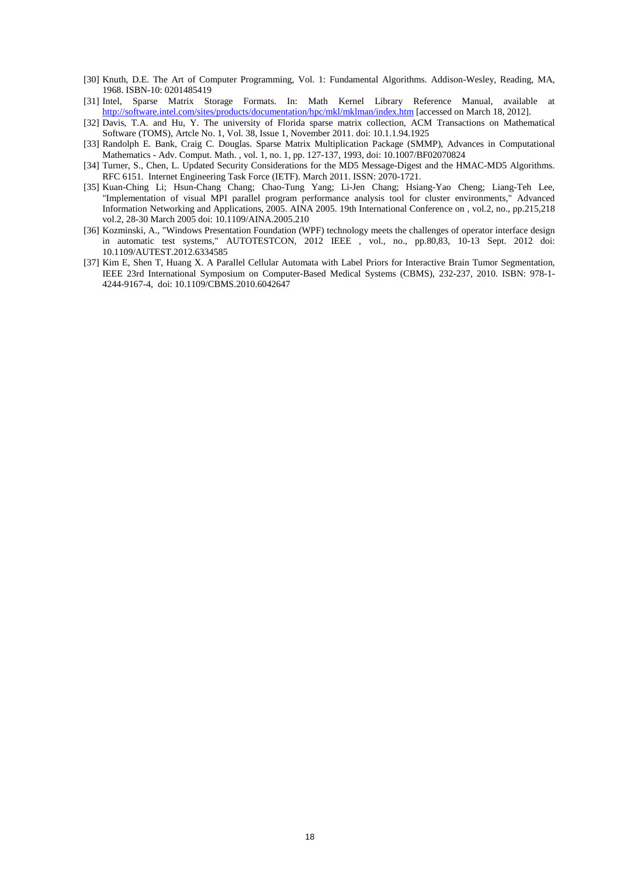[30] Knuth, D.E. The Art of Computer Programming, Vol. 1: Fundamental Algorithms. Addison-Wesley, Reading, MA, 1968. ISBN-10: 0201485419

[31] Intel, Sparse Matrix Storage Formats. In: Math Kernel Library Reference Manual, available at http://software.intel.com/sites/products/documentation/hpc/mkl/mklman/index.htm [accessed on March 18, 2012].

[32] Davis, T.A. and Hu, Y. The university of Florida sparse matrix collection, ACM Transactions on Mathematical Software (TOMS), Artcle No. 1, Vol. 38, Issue 1, November 2011. doi: 10.1.1.94.1925

[33] Randolph E. Bank, Craig C. Douglas. Sparse Matrix Multiplication Package (SMMP), Advances in Computational Mathematics - Adv. Comput. Math. , vol. 1, no. 1, pp. 127-137, 1993, doi: 10.1007/BF02070824

[34] Turner, S., Chen, L. Updated Security Considerations for the MD5 Message-Digest and the HMAC-MD5 Algorithms. RFC 6151. Internet Engineering Task Force (IETF). March 2011. ISSN: 2070-1721.

[35] Kuan-Ching Li; Hsun-Chang Chang; Chao-Tung Yang; Li-Jen Chang; Hsiang-Yao Cheng; Liang-Teh Lee, "Implementation of visual MPI parallel program performance analysis tool for cluster environments," Advanced Information Networking and Applications, 2005. AINA 2005. 19th International Conference on , vol.2, no., pp.215,218 vol.2, 28-30 March 2005 doi: 10.1109/AINA.2005.210

[36] Kozminski, A., "Windows Presentation Foundation (WPF) technology meets the challenges of operator interface design in automatic test systems," AUTOTESTCON, 2012 IEEE , vol., no., pp.80,83, 10-13 Sept. 2012 doi: 10.1109/AUTEST.2012.6334585

[37] Kim E, Shen T, Huang X. A Parallel Cellular Automata with Label Priors for Interactive Brain Tumor Segmentation, IEEE 23rd International Symposium on Computer-Based Medical Systems (CBMS), 232-237, 2010. ISBN: 978-1-4244-9167-4, doi: 10.1109/CBMS.2010.6042647